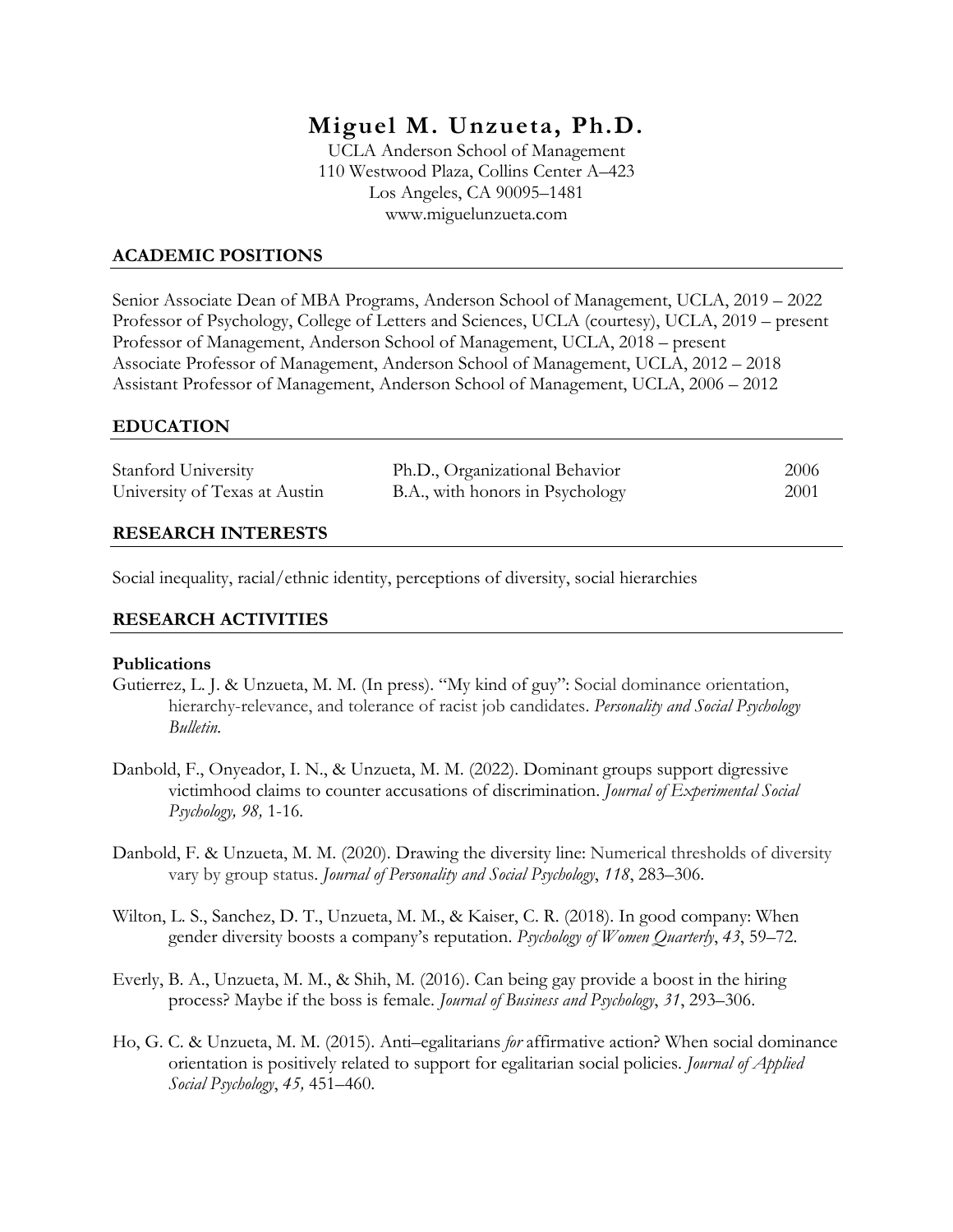# Miguel M. Unzueta, Ph.D.

UCLA Anderson School of Management
110 Westwood Plaza, Collins Center A–423
Los Angeles, CA 90095–1481
www.miguelunzueta.com

## ACADEMIC POSITIONS

Senior Associate Dean of MBA Programs, Anderson School of Management, UCLA, 2019 – 2022
Professor of Psychology, College of Letters and Sciences, UCLA (courtesy), UCLA, 2019 – present
Professor of Management, Anderson School of Management, UCLA, 2018 – present
Associate Professor of Management, Anderson School of Management, UCLA, 2012 – 2018
Assistant Professor of Management, Anderson School of Management, UCLA, 2006 – 2012

## EDUCATION

| | | |
|---|---|---|
| Stanford University | Ph.D., Organizational Behavior | 2006 |
| University of Texas at Austin | B.A., with honors in Psychology | 2001 |

## RESEARCH INTERESTS

Social inequality, racial/ethnic identity, perceptions of diversity, social hierarchies

## RESEARCH ACTIVITIES

### Publications

Gutierrez, L. J. & Unzueta, M. M. (In press). "My kind of guy": Social dominance orientation, hierarchy-relevance, and tolerance of racist job candidates. *Personality and Social Psychology Bulletin.*

Danbold, F., Onyeador, I. N., & Unzueta, M. M. (2022). Dominant groups support digressive victimhood claims to counter accusations of discrimination. *Journal of Experimental Social Psychology, 98,* 1-16.

Danbold, F. & Unzueta, M. M. (2020). Drawing the diversity line: Numerical thresholds of diversity vary by group status. *Journal of Personality and Social Psychology*, *118*, 283–306.

Wilton, L. S., Sanchez, D. T., Unzueta, M. M., & Kaiser, C. R. (2018). In good company: When gender diversity boosts a company's reputation. *Psychology of Women Quarterly*, *43*, 59–72.

Everly, B. A., Unzueta, M. M., & Shih, M. (2016). Can being gay provide a boost in the hiring process? Maybe if the boss is female. *Journal of Business and Psychology*, *31*, 293–306.

Ho, G. C. & Unzueta, M. M. (2015). Anti–egalitarians *for* affirmative action? When social dominance orientation is positively related to support for egalitarian social policies. *Journal of Applied Social Psychology*, *45,* 451–460.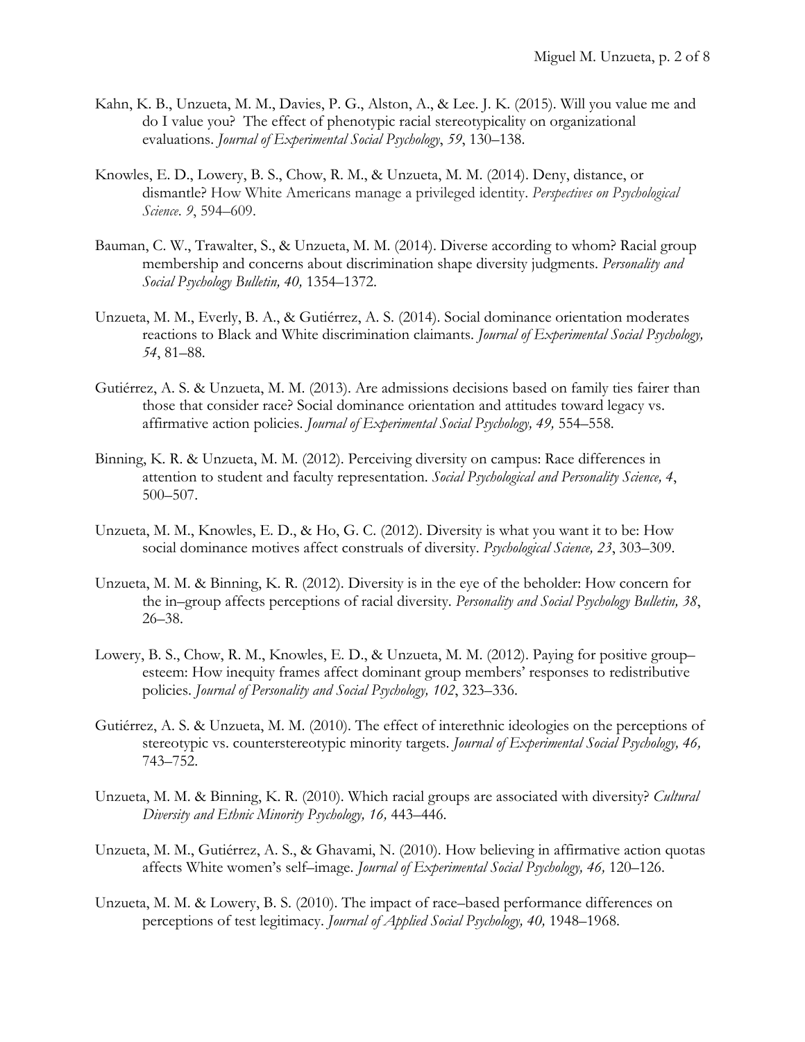Kahn, K. B., Unzueta, M. M., Davies, P. G., Alston, A., & Lee. J. K. (2015). Will you value me and do I value you? The effect of phenotypic racial stereotypicality on organizational evaluations. *Journal of Experimental Social Psychology*, *59*, 130–138.

Knowles, E. D., Lowery, B. S., Chow, R. M., & Unzueta, M. M. (2014). Deny, distance, or dismantle? How White Americans manage a privileged identity. *Perspectives on Psychological Science*. *9*, 594–609.

Bauman, C. W., Trawalter, S., & Unzueta, M. M. (2014). Diverse according to whom? Racial group membership and concerns about discrimination shape diversity judgments. *Personality and Social Psychology Bulletin, 40,* 1354–1372.

Unzueta, M. M., Everly, B. A., & Gutiérrez, A. S. (2014). Social dominance orientation moderates reactions to Black and White discrimination claimants. *Journal of Experimental Social Psychology, 54*, 81–88.

Gutiérrez, A. S. & Unzueta, M. M. (2013). Are admissions decisions based on family ties fairer than those that consider race? Social dominance orientation and attitudes toward legacy vs. affirmative action policies. *Journal of Experimental Social Psychology, 49,* 554–558.

Binning, K. R. & Unzueta, M. M. (2012). Perceiving diversity on campus: Race differences in attention to student and faculty representation. *Social Psychological and Personality Science, 4*, 500–507.

Unzueta, M. M., Knowles, E. D., & Ho, G. C. (2012). Diversity is what you want it to be: How social dominance motives affect construals of diversity. *Psychological Science, 23*, 303–309.

Unzueta, M. M. & Binning, K. R. (2012). Diversity is in the eye of the beholder: How concern for the in–group affects perceptions of racial diversity. *Personality and Social Psychology Bulletin, 38*, 26–38.

Lowery, B. S., Chow, R. M., Knowles, E. D., & Unzueta, M. M. (2012). Paying for positive group–esteem: How inequity frames affect dominant group members' responses to redistributive policies. *Journal of Personality and Social Psychology, 102*, 323–336.

Gutiérrez, A. S. & Unzueta, M. M. (2010). The effect of interethnic ideologies on the perceptions of stereotypic vs. counterstereotypic minority targets. *Journal of Experimental Social Psychology, 46,* 743–752.

Unzueta, M. M. & Binning, K. R. (2010). Which racial groups are associated with diversity? *Cultural Diversity and Ethnic Minority Psychology, 16,* 443–446.

Unzueta, M. M., Gutiérrez, A. S., & Ghavami, N. (2010). How believing in affirmative action quotas affects White women's self–image. *Journal of Experimental Social Psychology, 46,* 120–126.

Unzueta, M. M. & Lowery, B. S. (2010). The impact of race–based performance differences on perceptions of test legitimacy. *Journal of Applied Social Psychology, 40,* 1948–1968.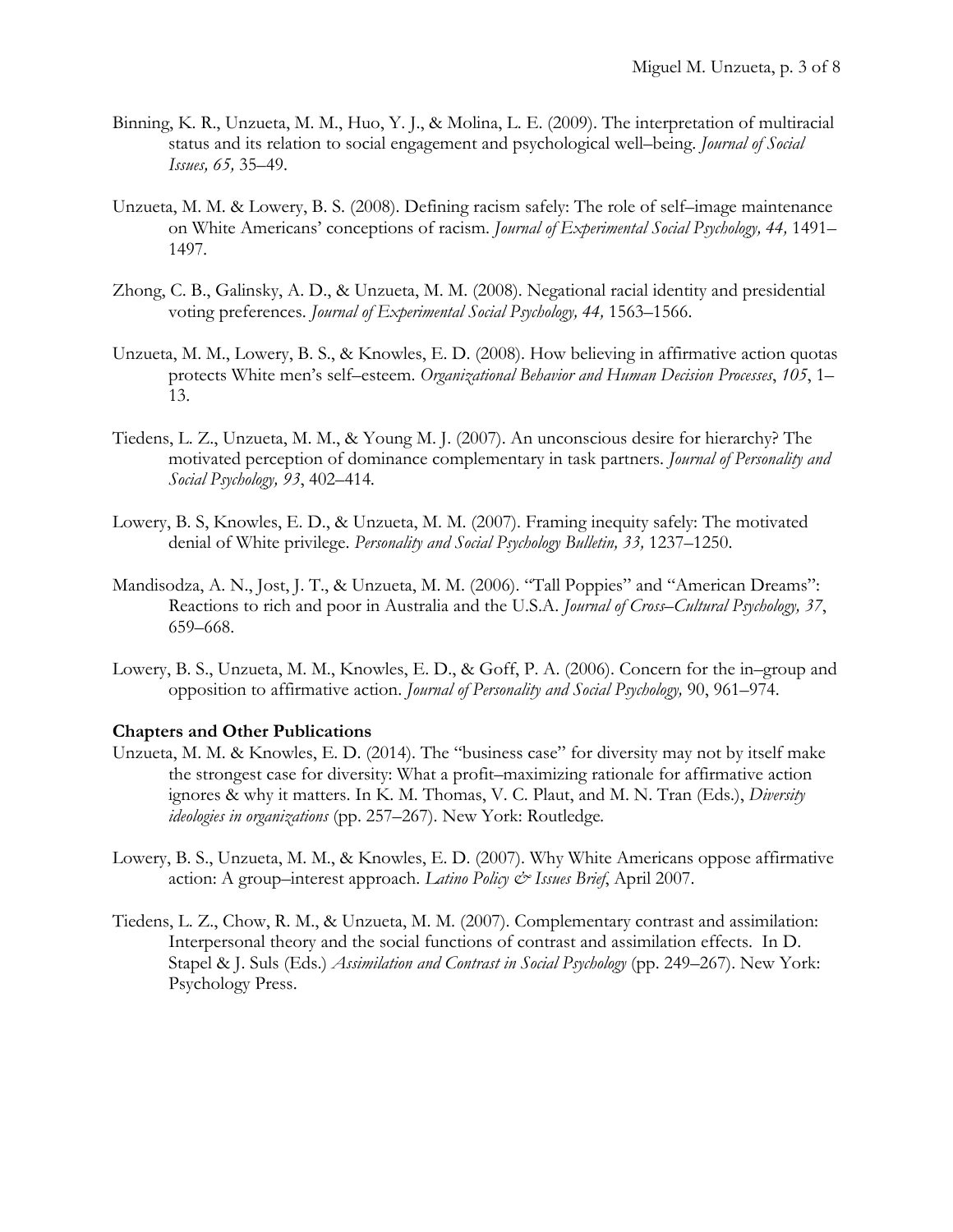Binning, K. R., Unzueta, M. M., Huo, Y. J., & Molina, L. E. (2009). The interpretation of multiracial status and its relation to social engagement and psychological well–being. *Journal of Social Issues, 65,* 35–49.

Unzueta, M. M. & Lowery, B. S. (2008). Defining racism safely: The role of self–image maintenance on White Americans' conceptions of racism. *Journal of Experimental Social Psychology, 44,* 1491–1497.

Zhong, C. B., Galinsky, A. D., & Unzueta, M. M. (2008). Negational racial identity and presidential voting preferences. *Journal of Experimental Social Psychology, 44,* 1563–1566.

Unzueta, M. M., Lowery, B. S., & Knowles, E. D. (2008). How believing in affirmative action quotas protects White men's self–esteem. *Organizational Behavior and Human Decision Processes*, *105*, 1–13.

Tiedens, L. Z., Unzueta, M. M., & Young M. J. (2007). An unconscious desire for hierarchy? The motivated perception of dominance complementary in task partners. *Journal of Personality and Social Psychology, 93*, 402–414.

Lowery, B. S, Knowles, E. D., & Unzueta, M. M. (2007). Framing inequity safely: The motivated denial of White privilege. *Personality and Social Psychology Bulletin, 33,* 1237–1250.

Mandisodza, A. N., Jost, J. T., & Unzueta, M. M. (2006). "Tall Poppies" and "American Dreams": Reactions to rich and poor in Australia and the U.S.A. *Journal of Cross–Cultural Psychology, 37*, 659–668.

Lowery, B. S., Unzueta, M. M., Knowles, E. D., & Goff, P. A. (2006). Concern for the in–group and opposition to affirmative action. *Journal of Personality and Social Psychology,* 90, 961–974.

**Chapters and Other Publications**

Unzueta, M. M. & Knowles, E. D. (2014). The "business case" for diversity may not by itself make the strongest case for diversity: What a profit–maximizing rationale for affirmative action ignores & why it matters. In K. M. Thomas, V. C. Plaut, and M. N. Tran (Eds.), *Diversity ideologies in organizations* (pp. 257–267). New York: Routledge.

Lowery, B. S., Unzueta, M. M., & Knowles, E. D. (2007). Why White Americans oppose affirmative action: A group–interest approach. *Latino Policy & Issues Brief*, April 2007.

Tiedens, L. Z., Chow, R. M., & Unzueta, M. M. (2007). Complementary contrast and assimilation: Interpersonal theory and the social functions of contrast and assimilation effects. In D. Stapel & J. Suls (Eds.) *Assimilation and Contrast in Social Psychology* (pp. 249–267). New York: Psychology Press.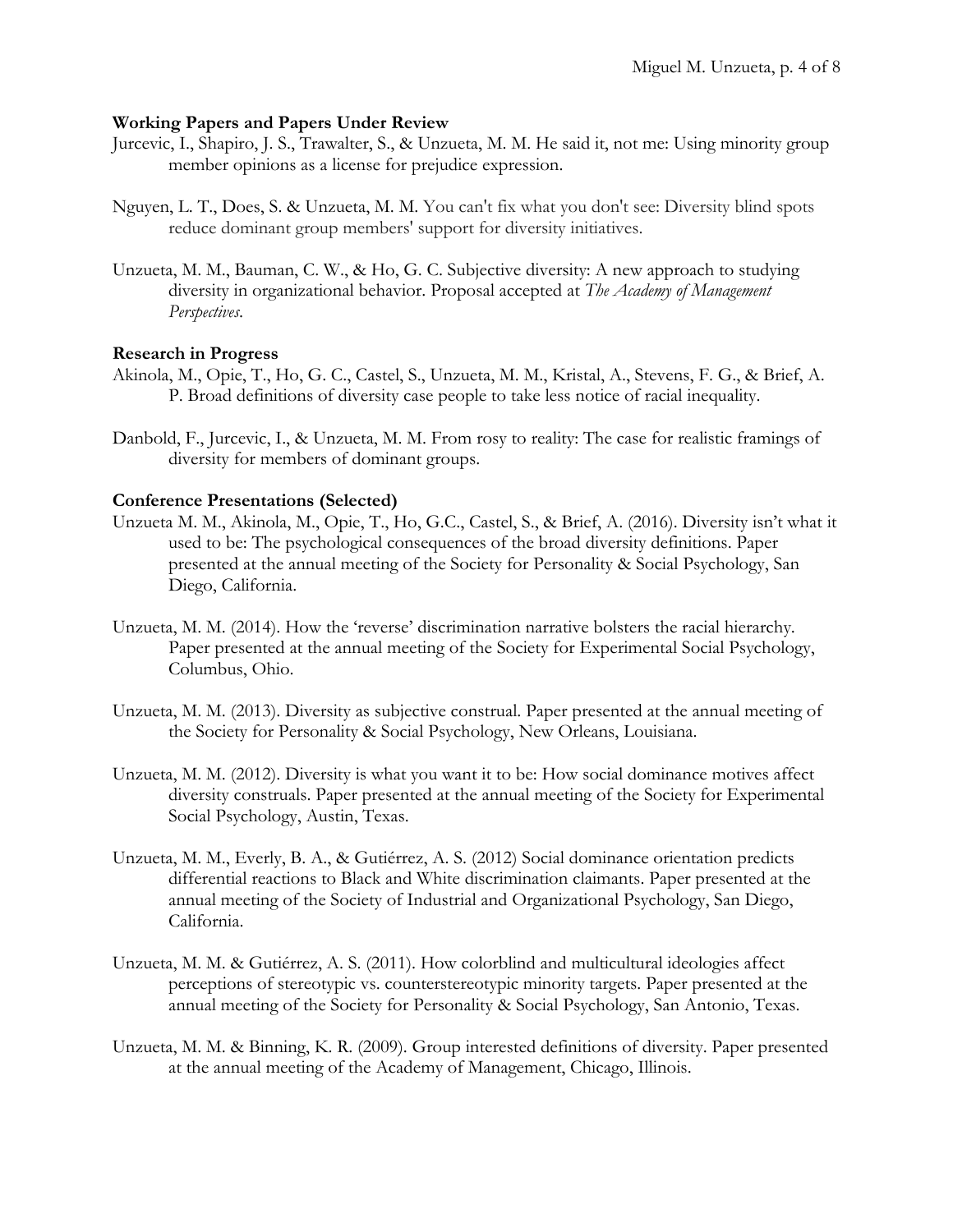**Working Papers and Papers Under Review**

Jurcevic, I., Shapiro, J. S., Trawalter, S., & Unzueta, M. M. He said it, not me: Using minority group member opinions as a license for prejudice expression.

Nguyen, L. T., Does, S. & Unzueta, M. M. You can't fix what you don't see: Diversity blind spots reduce dominant group members' support for diversity initiatives.

Unzueta, M. M., Bauman, C. W., & Ho, G. C. Subjective diversity: A new approach to studying diversity in organizational behavior. Proposal accepted at *The Academy of Management Perspectives*.

**Research in Progress**

Akinola, M., Opie, T., Ho, G. C., Castel, S., Unzueta, M. M., Kristal, A., Stevens, F. G., & Brief, A. P. Broad definitions of diversity case people to take less notice of racial inequality.

Danbold, F., Jurcevic, I., & Unzueta, M. M. From rosy to reality: The case for realistic framings of diversity for members of dominant groups.

**Conference Presentations (Selected)**

Unzueta M. M., Akinola, M., Opie, T., Ho, G.C., Castel, S., & Brief, A. (2016). Diversity isn't what it used to be: The psychological consequences of the broad diversity definitions. Paper presented at the annual meeting of the Society for Personality & Social Psychology, San Diego, California.

Unzueta, M. M. (2014). How the 'reverse' discrimination narrative bolsters the racial hierarchy. Paper presented at the annual meeting of the Society for Experimental Social Psychology, Columbus, Ohio.

Unzueta, M. M. (2013). Diversity as subjective construal. Paper presented at the annual meeting of the Society for Personality & Social Psychology, New Orleans, Louisiana.

Unzueta, M. M. (2012). Diversity is what you want it to be: How social dominance motives affect diversity construals. Paper presented at the annual meeting of the Society for Experimental Social Psychology, Austin, Texas.

Unzueta, M. M., Everly, B. A., & Gutiérrez, A. S. (2012) Social dominance orientation predicts differential reactions to Black and White discrimination claimants. Paper presented at the annual meeting of the Society of Industrial and Organizational Psychology, San Diego, California.

Unzueta, M. M. & Gutiérrez, A. S. (2011). How colorblind and multicultural ideologies affect perceptions of stereotypic vs. counterstereotypic minority targets. Paper presented at the annual meeting of the Society for Personality & Social Psychology, San Antonio, Texas.

Unzueta, M. M. & Binning, K. R. (2009). Group interested definitions of diversity. Paper presented at the annual meeting of the Academy of Management, Chicago, Illinois.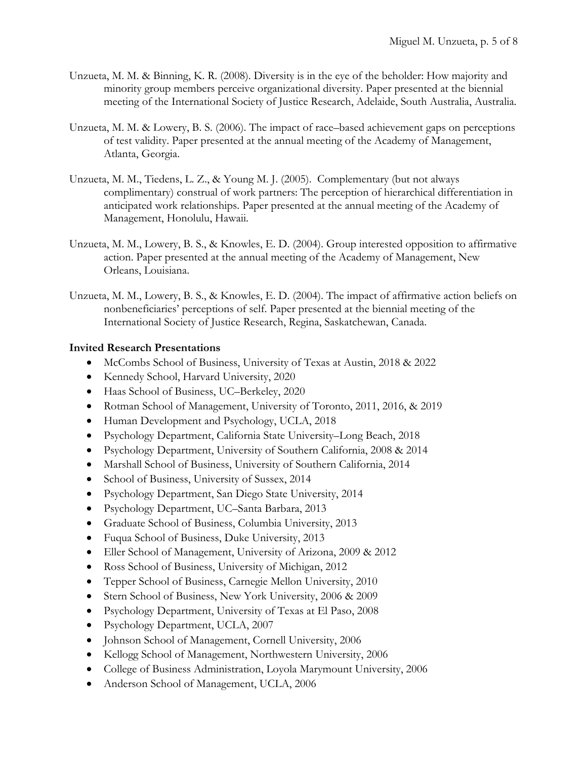Unzueta, M. M. & Binning, K. R. (2008). Diversity is in the eye of the beholder: How majority and minority group members perceive organizational diversity. Paper presented at the biennial meeting of the International Society of Justice Research, Adelaide, South Australia, Australia.

Unzueta, M. M. & Lowery, B. S. (2006). The impact of race–based achievement gaps on perceptions of test validity. Paper presented at the annual meeting of the Academy of Management, Atlanta, Georgia.

Unzueta, M. M., Tiedens, L. Z., & Young M. J. (2005). Complementary (but not always complimentary) construal of work partners: The perception of hierarchical differentiation in anticipated work relationships. Paper presented at the annual meeting of the Academy of Management, Honolulu, Hawaii.

Unzueta, M. M., Lowery, B. S., & Knowles, E. D. (2004). Group interested opposition to affirmative action. Paper presented at the annual meeting of the Academy of Management, New Orleans, Louisiana.

Unzueta, M. M., Lowery, B. S., & Knowles, E. D. (2004). The impact of affirmative action beliefs on nonbeneficiaries' perceptions of self. Paper presented at the biennial meeting of the International Society of Justice Research, Regina, Saskatchewan, Canada.

**Invited Research Presentations**

- McCombs School of Business, University of Texas at Austin, 2018 & 2022
- Kennedy School, Harvard University, 2020
- Haas School of Business, UC–Berkeley, 2020
- Rotman School of Management, University of Toronto, 2011, 2016, & 2019
- Human Development and Psychology, UCLA, 2018
- Psychology Department, California State University–Long Beach, 2018
- Psychology Department, University of Southern California, 2008 & 2014
- Marshall School of Business, University of Southern California, 2014
- School of Business, University of Sussex, 2014
- Psychology Department, San Diego State University, 2014
- Psychology Department, UC–Santa Barbara, 2013
- Graduate School of Business, Columbia University, 2013
- Fuqua School of Business, Duke University, 2013
- Eller School of Management, University of Arizona, 2009 & 2012
- Ross School of Business, University of Michigan, 2012
- Tepper School of Business, Carnegie Mellon University, 2010
- Stern School of Business, New York University, 2006 & 2009
- Psychology Department, University of Texas at El Paso, 2008
- Psychology Department, UCLA, 2007
- Johnson School of Management, Cornell University, 2006
- Kellogg School of Management, Northwestern University, 2006
- College of Business Administration, Loyola Marymount University, 2006
- Anderson School of Management, UCLA, 2006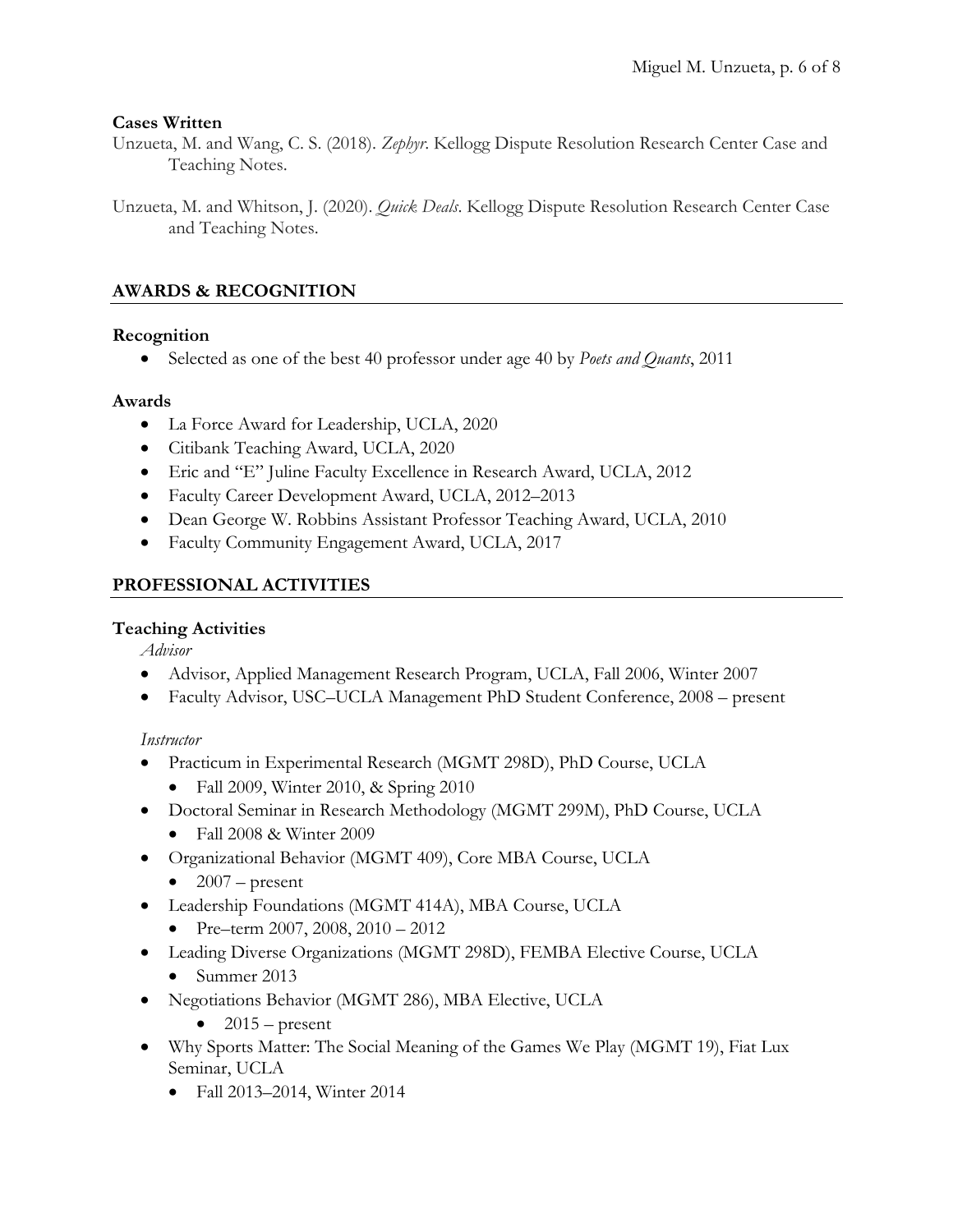**Cases Written**

Unzueta, M. and Wang, C. S. (2018). *Zephyr*. Kellogg Dispute Resolution Research Center Case and Teaching Notes.

Unzueta, M. and Whitson, J. (2020). *Quick Deals*. Kellogg Dispute Resolution Research Center Case and Teaching Notes.

## AWARDS & RECOGNITION

**Recognition**

- Selected as one of the best 40 professor under age 40 by *Poets and Quants*, 2011

**Awards**

- La Force Award for Leadership, UCLA, 2020
- Citibank Teaching Award, UCLA, 2020
- Eric and "E" Juline Faculty Excellence in Research Award, UCLA, 2012
- Faculty Career Development Award, UCLA, 2012–2013
- Dean George W. Robbins Assistant Professor Teaching Award, UCLA, 2010
- Faculty Community Engagement Award, UCLA, 2017

## PROFESSIONAL ACTIVITIES

**Teaching Activities**

*Advisor*

- Advisor, Applied Management Research Program, UCLA, Fall 2006, Winter 2007
- Faculty Advisor, USC–UCLA Management PhD Student Conference, 2008 – present

*Instructor*

- Practicum in Experimental Research (MGMT 298D), PhD Course, UCLA
  - Fall 2009, Winter 2010, & Spring 2010
- Doctoral Seminar in Research Methodology (MGMT 299M), PhD Course, UCLA
  - Fall 2008 & Winter 2009
- Organizational Behavior (MGMT 409), Core MBA Course, UCLA
  - 2007 – present
- Leadership Foundations (MGMT 414A), MBA Course, UCLA
  - Pre–term 2007, 2008, 2010 – 2012
- Leading Diverse Organizations (MGMT 298D), FEMBA Elective Course, UCLA
  - Summer 2013
- Negotiations Behavior (MGMT 286), MBA Elective, UCLA
  - 2015 – present
- Why Sports Matter: The Social Meaning of the Games We Play (MGMT 19), Fiat Lux Seminar, UCLA
  - Fall 2013–2014, Winter 2014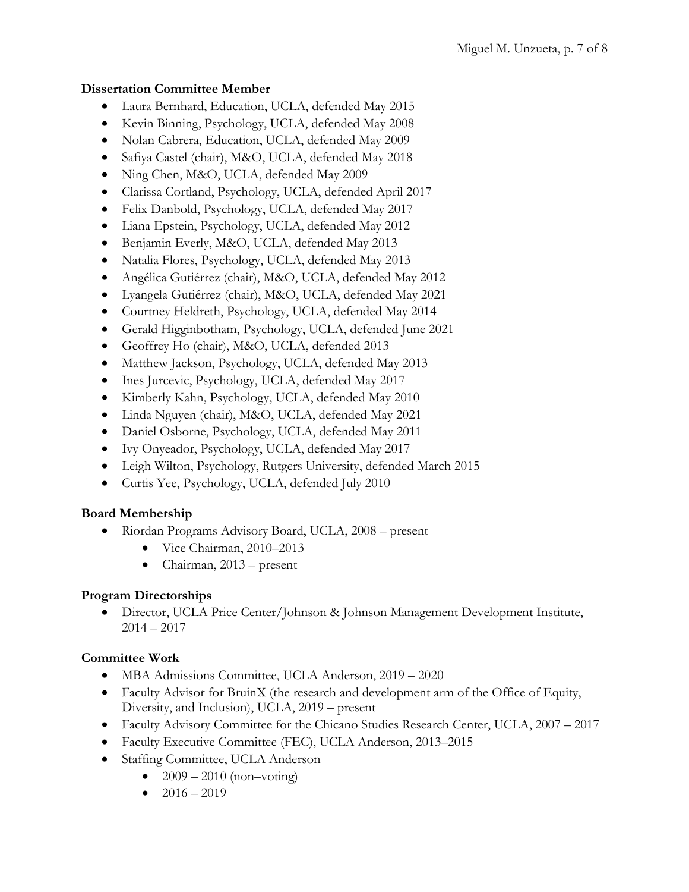**Dissertation Committee Member**

- Laura Bernhard, Education, UCLA, defended May 2015
- Kevin Binning, Psychology, UCLA, defended May 2008
- Nolan Cabrera, Education, UCLA, defended May 2009
- Safiya Castel (chair), M&O, UCLA, defended May 2018
- Ning Chen, M&O, UCLA, defended May 2009
- Clarissa Cortland, Psychology, UCLA, defended April 2017
- Felix Danbold, Psychology, UCLA, defended May 2017
- Liana Epstein, Psychology, UCLA, defended May 2012
- Benjamin Everly, M&O, UCLA, defended May 2013
- Natalia Flores, Psychology, UCLA, defended May 2013
- Angélica Gutiérrez (chair), M&O, UCLA, defended May 2012
- Lyangela Gutiérrez (chair), M&O, UCLA, defended May 2021
- Courtney Heldreth, Psychology, UCLA, defended May 2014
- Gerald Higginbotham, Psychology, UCLA, defended June 2021
- Geoffrey Ho (chair), M&O, UCLA, defended 2013
- Matthew Jackson, Psychology, UCLA, defended May 2013
- Ines Jurcevic, Psychology, UCLA, defended May 2017
- Kimberly Kahn, Psychology, UCLA, defended May 2010
- Linda Nguyen (chair), M&O, UCLA, defended May 2021
- Daniel Osborne, Psychology, UCLA, defended May 2011
- Ivy Onyeador, Psychology, UCLA, defended May 2017
- Leigh Wilton, Psychology, Rutgers University, defended March 2015
- Curtis Yee, Psychology, UCLA, defended July 2010

**Board Membership**

- Riordan Programs Advisory Board, UCLA, 2008 – present
  - Vice Chairman, 2010–2013
  - Chairman, 2013 – present

**Program Directorships**

- Director, UCLA Price Center/Johnson & Johnson Management Development Institute, 2014 – 2017

**Committee Work**

- MBA Admissions Committee, UCLA Anderson, 2019 – 2020
- Faculty Advisor for BruinX (the research and development arm of the Office of Equity, Diversity, and Inclusion), UCLA, 2019 – present
- Faculty Advisory Committee for the Chicano Studies Research Center, UCLA, 2007 – 2017
- Faculty Executive Committee (FEC), UCLA Anderson, 2013–2015
- Staffing Committee, UCLA Anderson
  - 2009 – 2010 (non–voting)
  - 2016 – 2019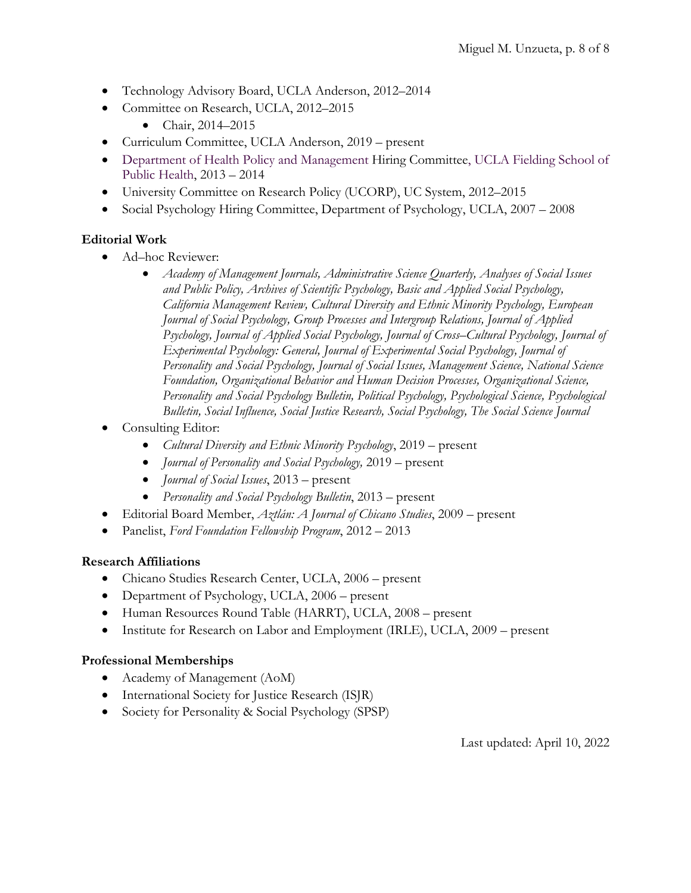- Technology Advisory Board, UCLA Anderson, 2012–2014
- Committee on Research, UCLA, 2012–2015
    - Chair, 2014–2015
- Curriculum Committee, UCLA Anderson, 2019 – present
- Department of Health Policy and Management Hiring Committee, UCLA Fielding School of Public Health, 2013 – 2014
- University Committee on Research Policy (UCORP), UC System, 2012–2015
- Social Psychology Hiring Committee, Department of Psychology, UCLA, 2007 – 2008

**Editorial Work**

- Ad–hoc Reviewer:
    - *Academy of Management Journals, Administrative Science Quarterly, Analyses of Social Issues and Public Policy, Archives of Scientific Psychology, Basic and Applied Social Psychology, California Management Review, Cultural Diversity and Ethnic Minority Psychology, European Journal of Social Psychology, Group Processes and Intergroup Relations, Journal of Applied Psychology, Journal of Applied Social Psychology, Journal of Cross–Cultural Psychology, Journal of Experimental Psychology: General, Journal of Experimental Social Psychology, Journal of Personality and Social Psychology, Journal of Social Issues, Management Science, National Science Foundation, Organizational Behavior and Human Decision Processes, Organizational Science, Personality and Social Psychology Bulletin, Political Psychology, Psychological Science, Psychological Bulletin, Social Influence, Social Justice Research, Social Psychology, The Social Science Journal*
- Consulting Editor:
    - *Cultural Diversity and Ethnic Minority Psychology*, 2019 – present
    - *Journal of Personality and Social Psychology,* 2019 – present
    - *Journal of Social Issues*, 2013 – present
    - *Personality and Social Psychology Bulletin*, 2013 – present
- Editorial Board Member, *Aztlán: A Journal of Chicano Studies*, 2009 – present
- Panelist, *Ford Foundation Fellowship Program*, 2012 – 2013

**Research Affiliations**

- Chicano Studies Research Center, UCLA, 2006 – present
- Department of Psychology, UCLA, 2006 – present
- Human Resources Round Table (HARRT), UCLA, 2008 – present
- Institute for Research on Labor and Employment (IRLE), UCLA, 2009 – present

**Professional Memberships**

- Academy of Management (AoM)
- International Society for Justice Research (ISJR)
- Society for Personality & Social Psychology (SPSP)

Last updated: April 10, 2022